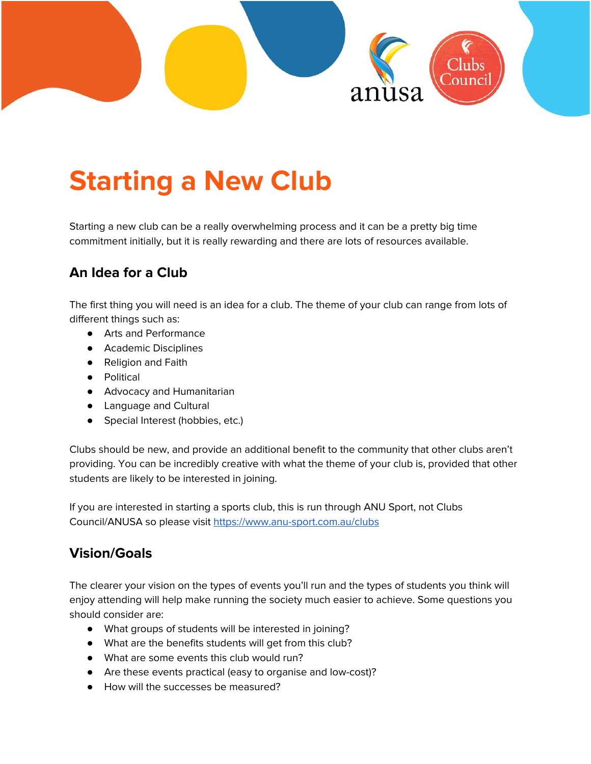# Starting a New Club

Starting a new club can be a really overwhelming process and it can be a pretty big time commitment initially, but it is really rewarding and there are lots of resources available.

## An Idea for a Club

The first thing you will need is an idea for a club. The theme of your club can range from lots of different things such as:

- Arts and Performance
- Academic Disciplines
- Religion and Faith
- Political
- Advocacy and Humanitarian
- Language and Cultural
- Special Interest (hobbies, etc.)

Clubs should be new, and provide an additional benefit to the community that other clubs aren't providing. You can be incredibly creative with what the theme of your club is, provided that other students are likely to be interested in joining.

If you are interested in starting a sports club, this is run through ANU Sport, not Clubs Council/ANUSA so please visit [https://www.anu-sport.com.au/clubs](https://www.anu-sport.com.au/clubs)

## Vision/Goals

The clearer your vision on the types of events you'll run and the types of students you think will enjoy attending will help make running the society much easier to achieve. Some questions you should consider are:

- What groups of students will be interested in joining?
- What are the benefits students will get from this club?
- What are some events this club would run?
- Are these events practical (easy to organise and low-cost)?
- How will the successes be measured?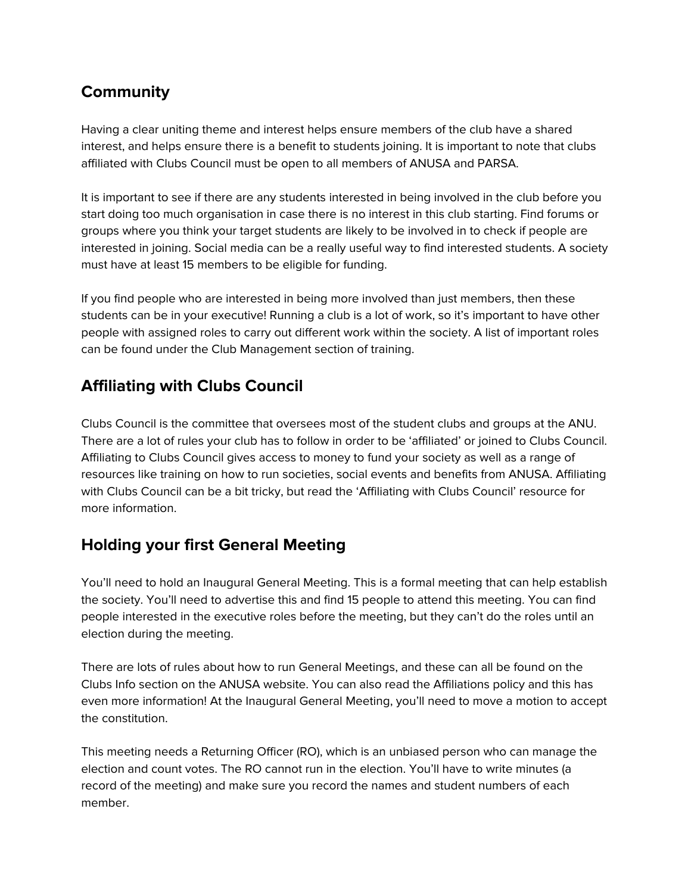## Community

Having a clear uniting theme and interest helps ensure members of the club have a shared interest, and helps ensure there is a benefit to students joining. It is important to note that clubs affiliated with Clubs Council must be open to all members of ANUSA and PARSA.

It is important to see if there are any students interested in being involved in the club before you start doing too much organisation in case there is no interest in this club starting. Find forums or groups where you think your target students are likely to be involved in to check if people are interested in joining. Social media can be a really useful way to find interested students. A society must have at least 15 members to be eligible for funding.

If you find people who are interested in being more involved than just members, then these students can be in your executive! Running a club is a lot of work, so it's important to have other people with assigned roles to carry out different work within the society. A list of important roles can be found under the Club Management section of training.

## Affiliating with Clubs Council

Clubs Council is the committee that oversees most of the student clubs and groups at the ANU. There are a lot of rules your club has to follow in order to be 'affiliated' or joined to Clubs Council. Affiliating to Clubs Council gives access to money to fund your society as well as a range of resources like training on how to run societies, social events and benefits from ANUSA. Affiliating with Clubs Council can be a bit tricky, but read the 'Affiliating with Clubs Council' resource for more information.

## Holding your first General Meeting

You'll need to hold an Inaugural General Meeting. This is a formal meeting that can help establish the society. You'll need to advertise this and find 15 people to attend this meeting. You can find people interested in the executive roles before the meeting, but they can't do the roles until an election during the meeting.

There are lots of rules about how to run General Meetings, and these can all be found on the Clubs Info section on the ANUSA website. You can also read the Affiliations policy and this has even more information! At the Inaugural General Meeting, you'll need to move a motion to accept the constitution.

This meeting needs a Returning Officer (RO), which is an unbiased person who can manage the election and count votes. The RO cannot run in the election. You'll have to write minutes (a record of the meeting) and make sure you record the names and student numbers of each member.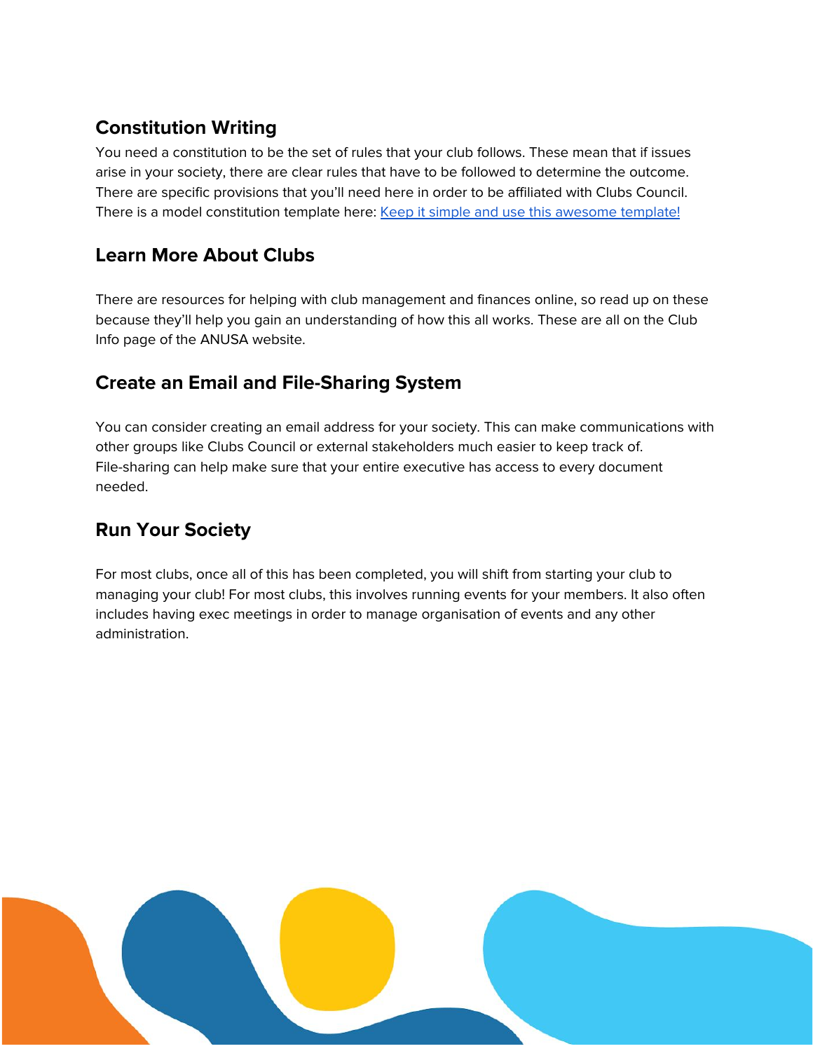## Constitution Writing

You need a constitution to be the set of rules that your club follows. These mean that if issues arise in your society, there are clear rules that have to be followed to determine the outcome. There are specific provisions that you'll need here in order to be affiliated with Clubs Council. There is a model constitution template here: Keep it simple and use this awesome template!

## Learn More About Clubs

There are resources for helping with club management and finances online, so read up on these because they'll help you gain an understanding of how this all works. These are all on the Club Info page of the ANUSA website.

## Create an Email and File-Sharing System

You can consider creating an email address for your society. This can make communications with other groups like Clubs Council or external stakeholders much easier to keep track of. File-sharing can help make sure that your entire executive has access to every document needed.

## Run Your Society

For most clubs, once all of this has been completed, you will shift from starting your club to managing your club! For most clubs, this involves running events for your members. It also often includes having exec meetings in order to manage organisation of events and any other administration.